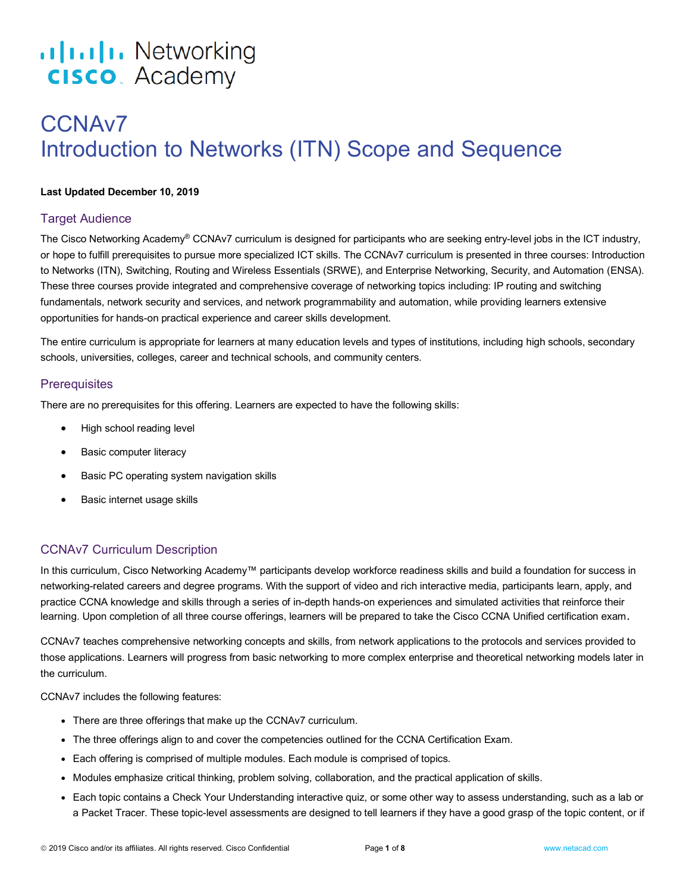Cisco Networking Academy

# CCNAv7
# Introduction to Networks (ITN) Scope and Sequence

**Last Updated December 10, 2019**

## Target Audience

The Cisco Networking Academy® CCNAv7 curriculum is designed for participants who are seeking entry-level jobs in the ICT industry, or hope to fulfill prerequisites to pursue more specialized ICT skills. The CCNAv7 curriculum is presented in three courses: Introduction to Networks (ITN), Switching, Routing and Wireless Essentials (SRWE), and Enterprise Networking, Security, and Automation (ENSA). These three courses provide integrated and comprehensive coverage of networking topics including: IP routing and switching fundamentals, network security and services, and network programmability and automation, while providing learners extensive opportunities for hands-on practical experience and career skills development.

The entire curriculum is appropriate for learners at many education levels and types of institutions, including high schools, secondary schools, universities, colleges, career and technical schools, and community centers.

## Prerequisites

There are no prerequisites for this offering. Learners are expected to have the following skills:

- High school reading level
- Basic computer literacy
- Basic PC operating system navigation skills
- Basic internet usage skills

## CCNAv7 Curriculum Description

In this curriculum, Cisco Networking Academy™ participants develop workforce readiness skills and build a foundation for success in networking-related careers and degree programs. With the support of video and rich interactive media, participants learn, apply, and practice CCNA knowledge and skills through a series of in-depth hands-on experiences and simulated activities that reinforce their learning. Upon completion of all three course offerings, learners will be prepared to take the Cisco CCNA Unified certification exam.

CCNAv7 teaches comprehensive networking concepts and skills, from network applications to the protocols and services provided to those applications. Learners will progress from basic networking to more complex enterprise and theoretical networking models later in the curriculum.

CCNAv7 includes the following features:

- There are three offerings that make up the CCNAv7 curriculum.
- The three offerings align to and cover the competencies outlined for the CCNA Certification Exam.
- Each offering is comprised of multiple modules. Each module is comprised of topics.
- Modules emphasize critical thinking, problem solving, collaboration, and the practical application of skills.
- Each topic contains a Check Your Understanding interactive quiz, or some other way to assess understanding, such as a lab or a Packet Tracer. These topic-level assessments are designed to tell learners if they have a good grasp of the topic content, or if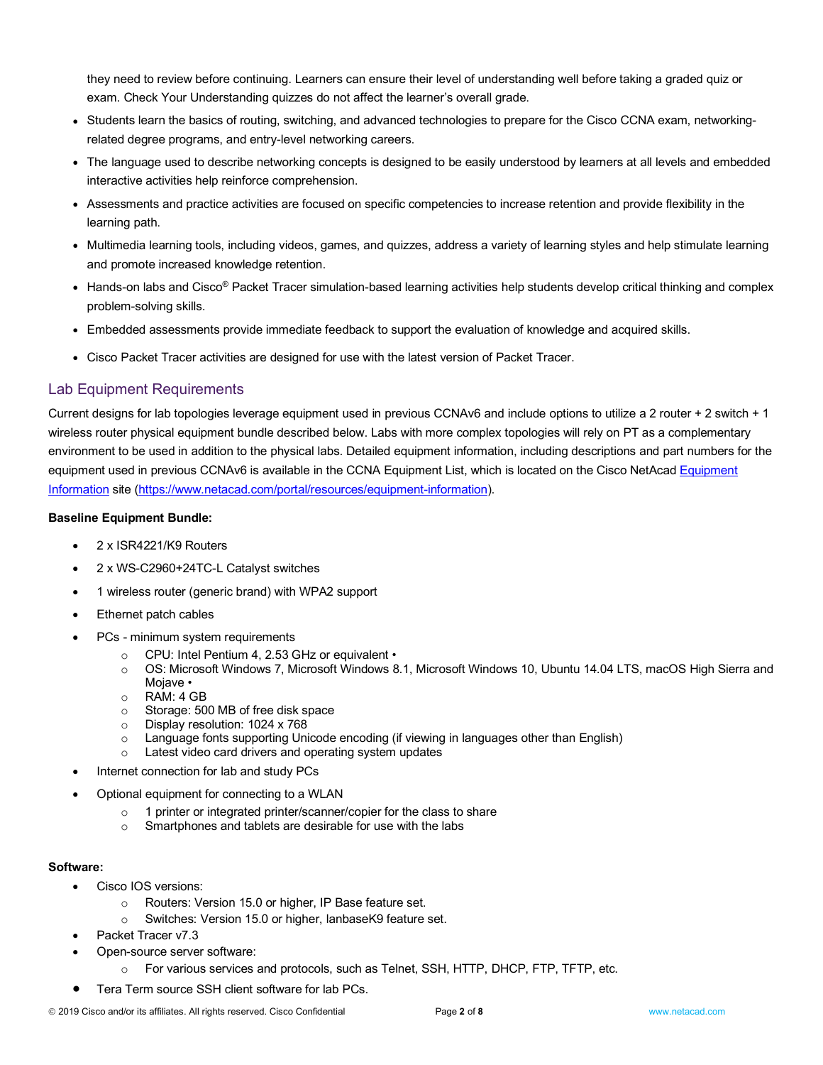they need to review before continuing. Learners can ensure their level of understanding well before taking a graded quiz or exam. Check Your Understanding quizzes do not affect the learner's overall grade.

- Students learn the basics of routing, switching, and advanced technologies to prepare for the Cisco CCNA exam, networking-related degree programs, and entry-level networking careers.
- The language used to describe networking concepts is designed to be easily understood by learners at all levels and embedded interactive activities help reinforce comprehension.
- Assessments and practice activities are focused on specific competencies to increase retention and provide flexibility in the learning path.
- Multimedia learning tools, including videos, games, and quizzes, address a variety of learning styles and help stimulate learning and promote increased knowledge retention.
- Hands-on labs and Cisco® Packet Tracer simulation-based learning activities help students develop critical thinking and complex problem-solving skills.
- Embedded assessments provide immediate feedback to support the evaluation of knowledge and acquired skills.
- Cisco Packet Tracer activities are designed for use with the latest version of Packet Tracer.

## Lab Equipment Requirements

Current designs for lab topologies leverage equipment used in previous CCNAv6 and include options to utilize a 2 router + 2 switch + 1 wireless router physical equipment bundle described below. Labs with more complex topologies will rely on PT as a complementary environment to be used in addition to the physical labs. Detailed equipment information, including descriptions and part numbers for the equipment used in previous CCNAv6 is available in the CCNA Equipment List, which is located on the Cisco NetAcad [Equipment Information](https://www.netacad.com/portal/resources/equipment-information) site (https://www.netacad.com/portal/resources/equipment-information).

**Baseline Equipment Bundle:**

- 2 x ISR4221/K9 Routers
- 2 x WS-C2960+24TC-L Catalyst switches
- 1 wireless router (generic brand) with WPA2 support
- Ethernet patch cables
- PCs - minimum system requirements
  - CPU: Intel Pentium 4, 2.53 GHz or equivalent •
  - OS: Microsoft Windows 7, Microsoft Windows 8.1, Microsoft Windows 10, Ubuntu 14.04 LTS, macOS High Sierra and Mojave •
  - RAM: 4 GB
  - Storage: 500 MB of free disk space
  - Display resolution: 1024 x 768
  - Language fonts supporting Unicode encoding (if viewing in languages other than English)
  - Latest video card drivers and operating system updates
- Internet connection for lab and study PCs
- Optional equipment for connecting to a WLAN
  - 1 printer or integrated printer/scanner/copier for the class to share
  - Smartphones and tablets are desirable for use with the labs

**Software:**

- Cisco IOS versions:
  - Routers: Version 15.0 or higher, IP Base feature set.
  - Switches: Version 15.0 or higher, lanbaseK9 feature set.
- Packet Tracer v7.3
- Open-source server software:
  - For various services and protocols, such as Telnet, SSH, HTTP, DHCP, FTP, TFTP, etc.
- Tera Term source SSH client software for lab PCs.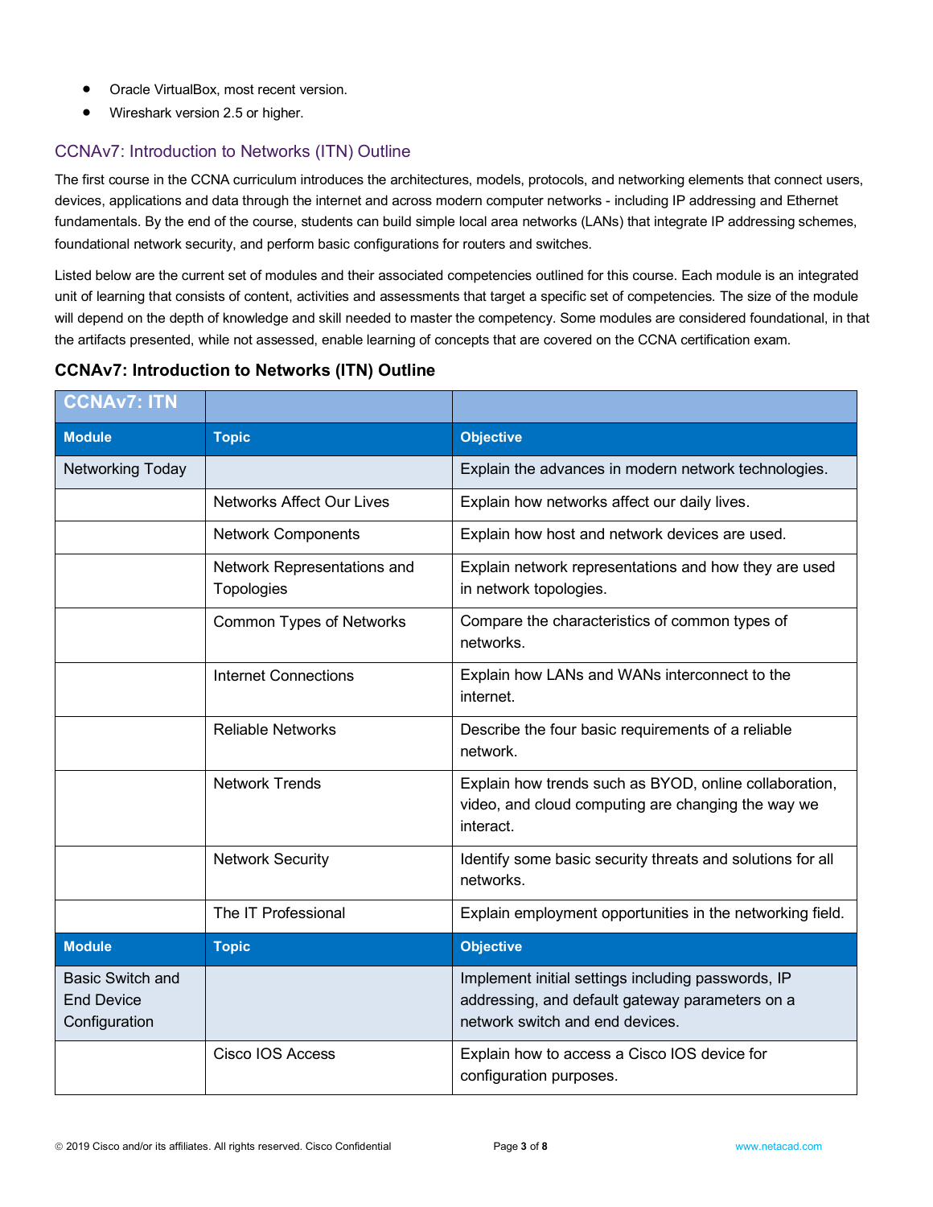- Oracle VirtualBox, most recent version.
- Wireshark version 2.5 or higher.

## CCNAv7: Introduction to Networks (ITN) Outline

The first course in the CCNA curriculum introduces the architectures, models, protocols, and networking elements that connect users, devices, applications and data through the internet and across modern computer networks - including IP addressing and Ethernet fundamentals. By the end of the course, students can build simple local area networks (LANs) that integrate IP addressing schemes, foundational network security, and perform basic configurations for routers and switches.

Listed below are the current set of modules and their associated competencies outlined for this course. Each module is an integrated unit of learning that consists of content, activities and assessments that target a specific set of competencies. The size of the module will depend on the depth of knowledge and skill needed to master the competency. Some modules are considered foundational, in that the artifacts presented, while not assessed, enable learning of concepts that are covered on the CCNA certification exam.

### CCNAv7: Introduction to Networks (ITN) Outline

| CCNAv7: ITN | | |
|---|---|---|
| **Module** | **Topic** | **Objective** |
| Networking Today | | Explain the advances in modern network technologies. |
| | Networks Affect Our Lives | Explain how networks affect our daily lives. |
| | Network Components | Explain how host and network devices are used. |
| | Network Representations and Topologies | Explain network representations and how they are used in network topologies. |
| | Common Types of Networks | Compare the characteristics of common types of networks. |
| | Internet Connections | Explain how LANs and WANs interconnect to the internet. |
| | Reliable Networks | Describe the four basic requirements of a reliable network. |
| | Network Trends | Explain how trends such as BYOD, online collaboration, video, and cloud computing are changing the way we interact. |
| | Network Security | Identify some basic security threats and solutions for all networks. |
| | The IT Professional | Explain employment opportunities in the networking field. |
| **Module** | **Topic** | **Objective** |
| Basic Switch and End Device Configuration | | Implement initial settings including passwords, IP addressing, and default gateway parameters on a network switch and end devices. |
| | Cisco IOS Access | Explain how to access a Cisco IOS device for configuration purposes. |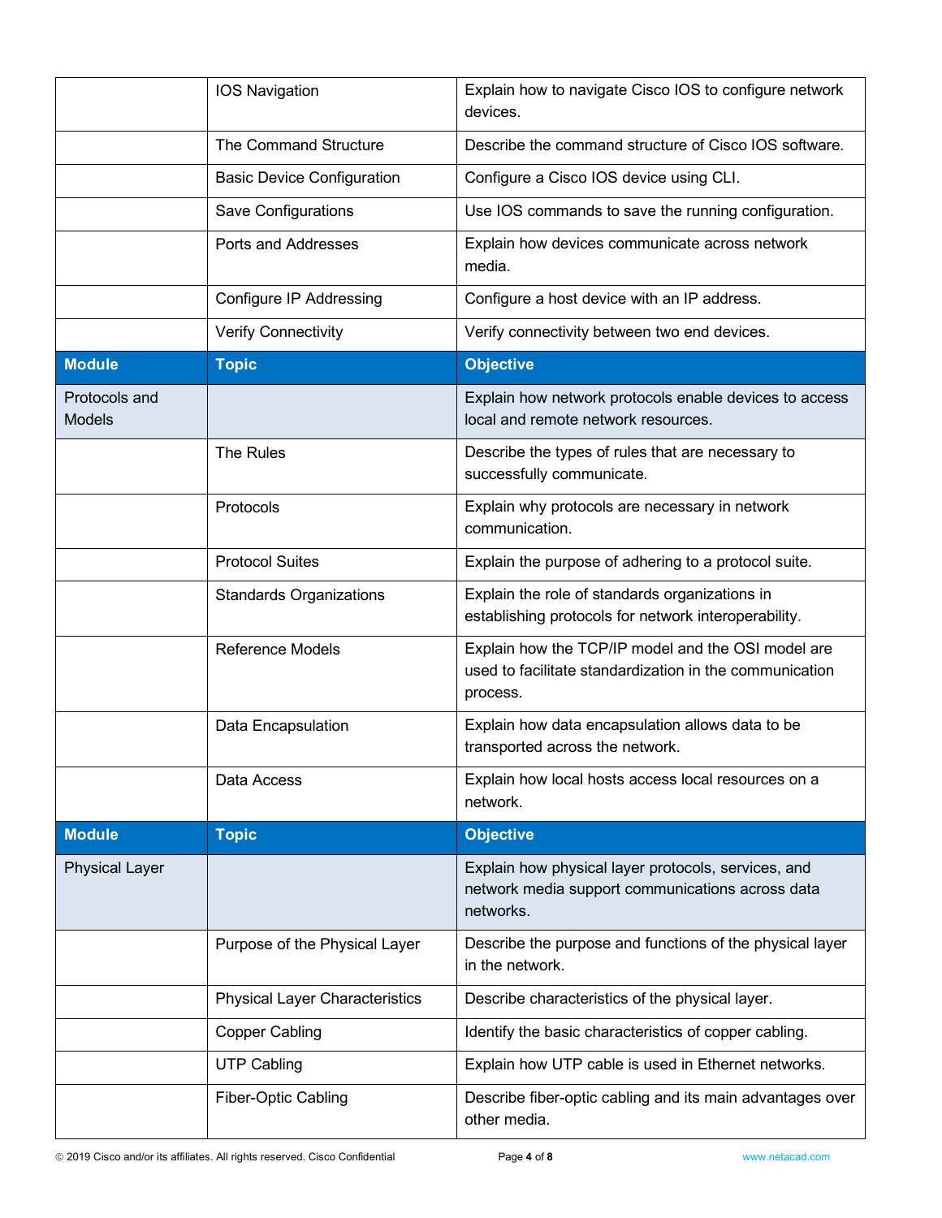| | | |
|---|---|---|
| | IOS Navigation | Explain how to navigate Cisco IOS to configure network devices. |
| | The Command Structure | Describe the command structure of Cisco IOS software. |
| | Basic Device Configuration | Configure a Cisco IOS device using CLI. |
| | Save Configurations | Use IOS commands to save the running configuration. |
| | Ports and Addresses | Explain how devices communicate across network media. |
| | Configure IP Addressing | Configure a host device with an IP address. |
| | Verify Connectivity | Verify connectivity between two end devices. |

| Module | Topic | Objective |
|---|---|---|
| Protocols and Models | | Explain how network protocols enable devices to access local and remote network resources. |
| | The Rules | Describe the types of rules that are necessary to successfully communicate. |
| | Protocols | Explain why protocols are necessary in network communication. |
| | Protocol Suites | Explain the purpose of adhering to a protocol suite. |
| | Standards Organizations | Explain the role of standards organizations in establishing protocols for network interoperability. |
| | Reference Models | Explain how the TCP/IP model and the OSI model are used to facilitate standardization in the communication process. |
| | Data Encapsulation | Explain how data encapsulation allows data to be transported across the network. |
| | Data Access | Explain how local hosts access local resources on a network. |

| Module | Topic | Objective |
|---|---|---|
| Physical Layer | | Explain how physical layer protocols, services, and network media support communications across data networks. |
| | Purpose of the Physical Layer | Describe the purpose and functions of the physical layer in the network. |
| | Physical Layer Characteristics | Describe characteristics of the physical layer. |
| | Copper Cabling | Identify the basic characteristics of copper cabling. |
| | UTP Cabling | Explain how UTP cable is used in Ethernet networks. |
| | Fiber-Optic Cabling | Describe fiber-optic cabling and its main advantages over other media. |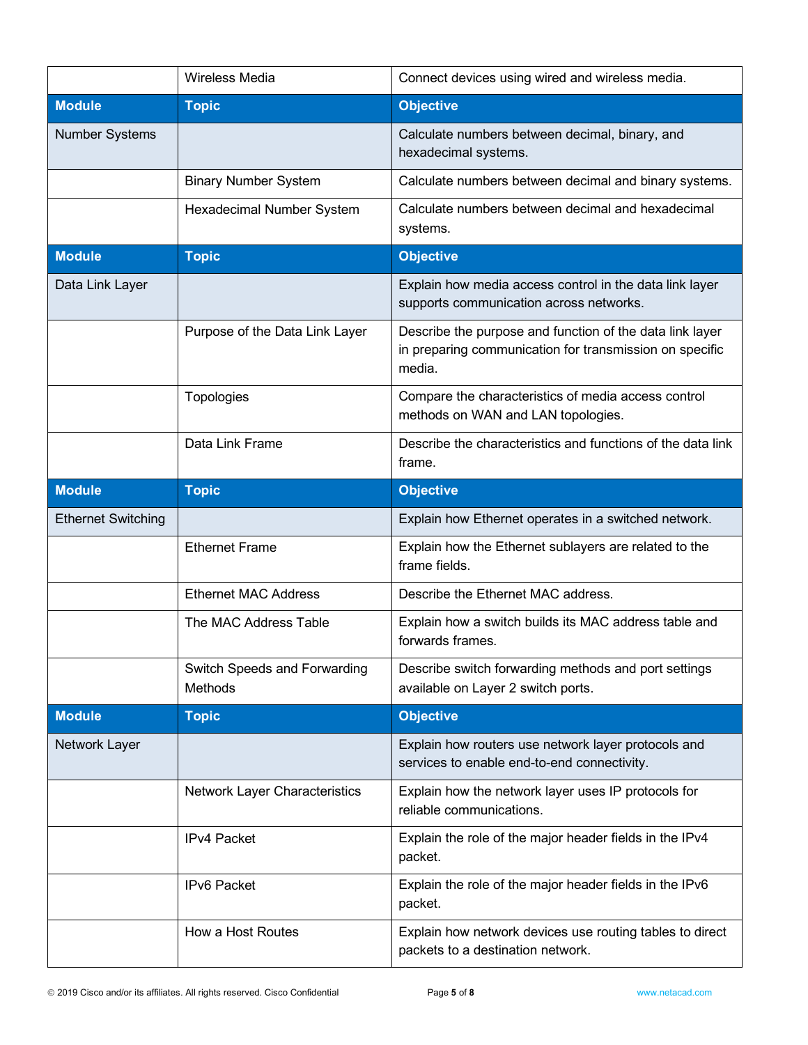| | Wireless Media | Connect devices using wired and wireless media. |
|---|---|---|
| **Module** | **Topic** | **Objective** |
| Number Systems | | Calculate numbers between decimal, binary, and hexadecimal systems. |
| | Binary Number System | Calculate numbers between decimal and binary systems. |
| | Hexadecimal Number System | Calculate numbers between decimal and hexadecimal systems. |
| **Module** | **Topic** | **Objective** |
| Data Link Layer | | Explain how media access control in the data link layer supports communication across networks. |
| | Purpose of the Data Link Layer | Describe the purpose and function of the data link layer in preparing communication for transmission on specific media. |
| | Topologies | Compare the characteristics of media access control methods on WAN and LAN topologies. |
| | Data Link Frame | Describe the characteristics and functions of the data link frame. |
| **Module** | **Topic** | **Objective** |
| Ethernet Switching | | Explain how Ethernet operates in a switched network. |
| | Ethernet Frame | Explain how the Ethernet sublayers are related to the frame fields. |
| | Ethernet MAC Address | Describe the Ethernet MAC address. |
| | The MAC Address Table | Explain how a switch builds its MAC address table and forwards frames. |
| | Switch Speeds and Forwarding Methods | Describe switch forwarding methods and port settings available on Layer 2 switch ports. |
| **Module** | **Topic** | **Objective** |
| Network Layer | | Explain how routers use network layer protocols and services to enable end-to-end connectivity. |
| | Network Layer Characteristics | Explain how the network layer uses IP protocols for reliable communications. |
| | IPv4 Packet | Explain the role of the major header fields in the IPv4 packet. |
| | IPv6 Packet | Explain the role of the major header fields in the IPv6 packet. |
| | How a Host Routes | Explain how network devices use routing tables to direct packets to a destination network. |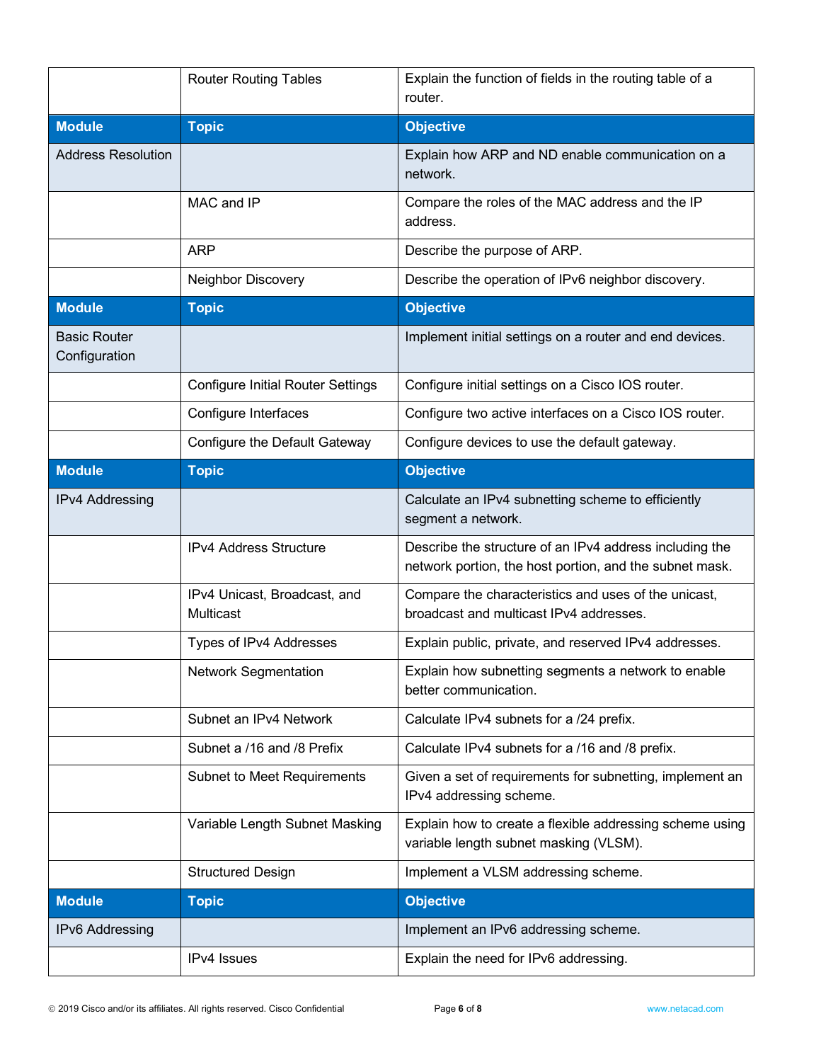| | Router Routing Tables | Explain the function of fields in the routing table of a router. |
|---|---|---|
| **Module** | **Topic** | **Objective** |
| Address Resolution | | Explain how ARP and ND enable communication on a network. |
| | MAC and IP | Compare the roles of the MAC address and the IP address. |
| | ARP | Describe the purpose of ARP. |
| | Neighbor Discovery | Describe the operation of IPv6 neighbor discovery. |
| **Module** | **Topic** | **Objective** |
| Basic Router Configuration | | Implement initial settings on a router and end devices. |
| | Configure Initial Router Settings | Configure initial settings on a Cisco IOS router. |
| | Configure Interfaces | Configure two active interfaces on a Cisco IOS router. |
| | Configure the Default Gateway | Configure devices to use the default gateway. |
| **Module** | **Topic** | **Objective** |
| IPv4 Addressing | | Calculate an IPv4 subnetting scheme to efficiently segment a network. |
| | IPv4 Address Structure | Describe the structure of an IPv4 address including the network portion, the host portion, and the subnet mask. |
| | IPv4 Unicast, Broadcast, and Multicast | Compare the characteristics and uses of the unicast, broadcast and multicast IPv4 addresses. |
| | Types of IPv4 Addresses | Explain public, private, and reserved IPv4 addresses. |
| | Network Segmentation | Explain how subnetting segments a network to enable better communication. |
| | Subnet an IPv4 Network | Calculate IPv4 subnets for a /24 prefix. |
| | Subnet a /16 and /8 Prefix | Calculate IPv4 subnets for a /16 and /8 prefix. |
| | Subnet to Meet Requirements | Given a set of requirements for subnetting, implement an IPv4 addressing scheme. |
| | Variable Length Subnet Masking | Explain how to create a flexible addressing scheme using variable length subnet masking (VLSM). |
| | Structured Design | Implement a VLSM addressing scheme. |
| **Module** | **Topic** | **Objective** |
| IPv6 Addressing | | Implement an IPv6 addressing scheme. |
| | IPv4 Issues | Explain the need for IPv6 addressing. |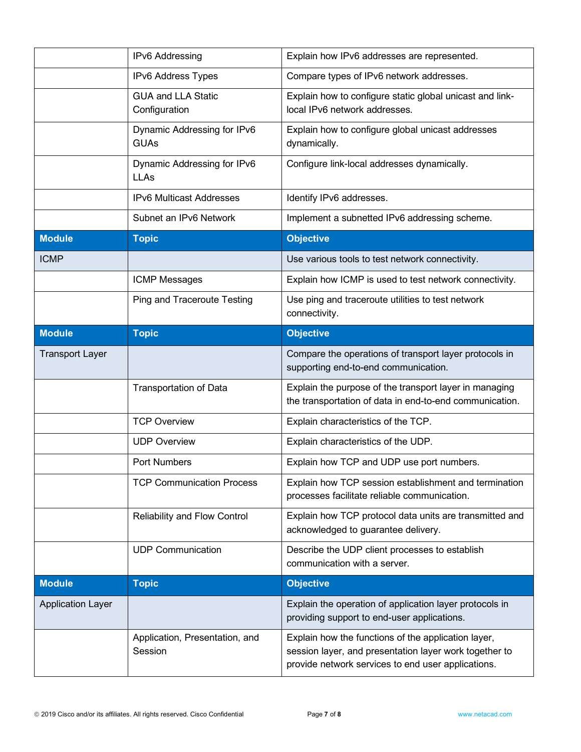| | | |
|---|---|---|
| | IPv6 Addressing | Explain how IPv6 addresses are represented. |
| | IPv6 Address Types | Compare types of IPv6 network addresses. |
| | GUA and LLA Static Configuration | Explain how to configure static global unicast and link-local IPv6 network addresses. |
| | Dynamic Addressing for IPv6 GUAs | Explain how to configure global unicast addresses dynamically. |
| | Dynamic Addressing for IPv6 LLAs | Configure link-local addresses dynamically. |
| | IPv6 Multicast Addresses | Identify IPv6 addresses. |
| | Subnet an IPv6 Network | Implement a subnetted IPv6 addressing scheme. |

| Module | Topic | Objective |
|---|---|---|
| ICMP | | Use various tools to test network connectivity. |
| | ICMP Messages | Explain how ICMP is used to test network connectivity. |
| | Ping and Traceroute Testing | Use ping and traceroute utilities to test network connectivity. |

| Module | Topic | Objective |
|---|---|---|
| Transport Layer | | Compare the operations of transport layer protocols in supporting end-to-end communication. |
| | Transportation of Data | Explain the purpose of the transport layer in managing the transportation of data in end-to-end communication. |
| | TCP Overview | Explain characteristics of the TCP. |
| | UDP Overview | Explain characteristics of the UDP. |
| | Port Numbers | Explain how TCP and UDP use port numbers. |
| | TCP Communication Process | Explain how TCP session establishment and termination processes facilitate reliable communication. |
| | Reliability and Flow Control | Explain how TCP protocol data units are transmitted and acknowledged to guarantee delivery. |
| | UDP Communication | Describe the UDP client processes to establish communication with a server. |

| Module | Topic | Objective |
|---|---|---|
| Application Layer | | Explain the operation of application layer protocols in providing support to end-user applications. |
| | Application, Presentation, and Session | Explain how the functions of the application layer, session layer, and presentation layer work together to provide network services to end user applications. |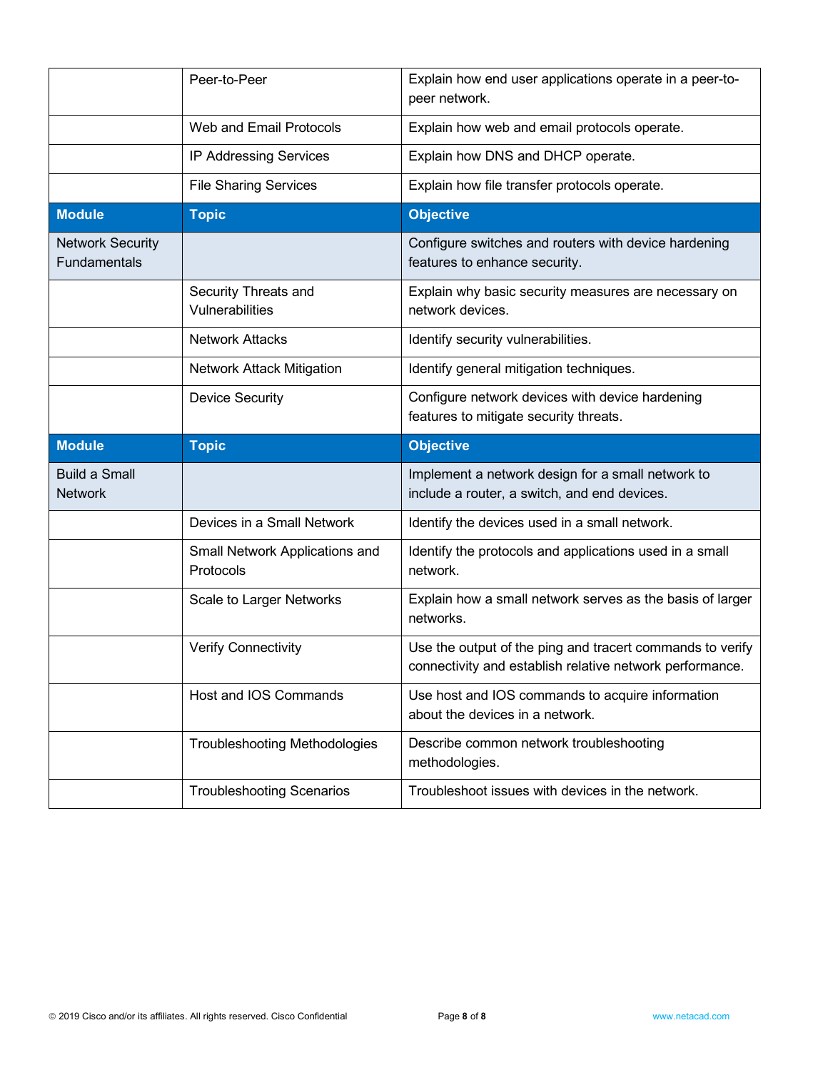| | | |
|---|---|---|
| | Peer-to-Peer | Explain how end user applications operate in a peer-to-peer network. |
| | Web and Email Protocols | Explain how web and email protocols operate. |
| | IP Addressing Services | Explain how DNS and DHCP operate. |
| | File Sharing Services | Explain how file transfer protocols operate. |
| **Module** | **Topic** | **Objective** |
| Network Security Fundamentals | | Configure switches and routers with device hardening features to enhance security. |
| | Security Threats and Vulnerabilities | Explain why basic security measures are necessary on network devices. |
| | Network Attacks | Identify security vulnerabilities. |
| | Network Attack Mitigation | Identify general mitigation techniques. |
| | Device Security | Configure network devices with device hardening features to mitigate security threats. |
| **Module** | **Topic** | **Objective** |
| Build a Small Network | | Implement a network design for a small network to include a router, a switch, and end devices. |
| | Devices in a Small Network | Identify the devices used in a small network. |
| | Small Network Applications and Protocols | Identify the protocols and applications used in a small network. |
| | Scale to Larger Networks | Explain how a small network serves as the basis of larger networks. |
| | Verify Connectivity | Use the output of the ping and tracert commands to verify connectivity and establish relative network performance. |
| | Host and IOS Commands | Use host and IOS commands to acquire information about the devices in a network. |
| | Troubleshooting Methodologies | Describe common network troubleshooting methodologies. |
| | Troubleshooting Scenarios | Troubleshoot issues with devices in the network. |